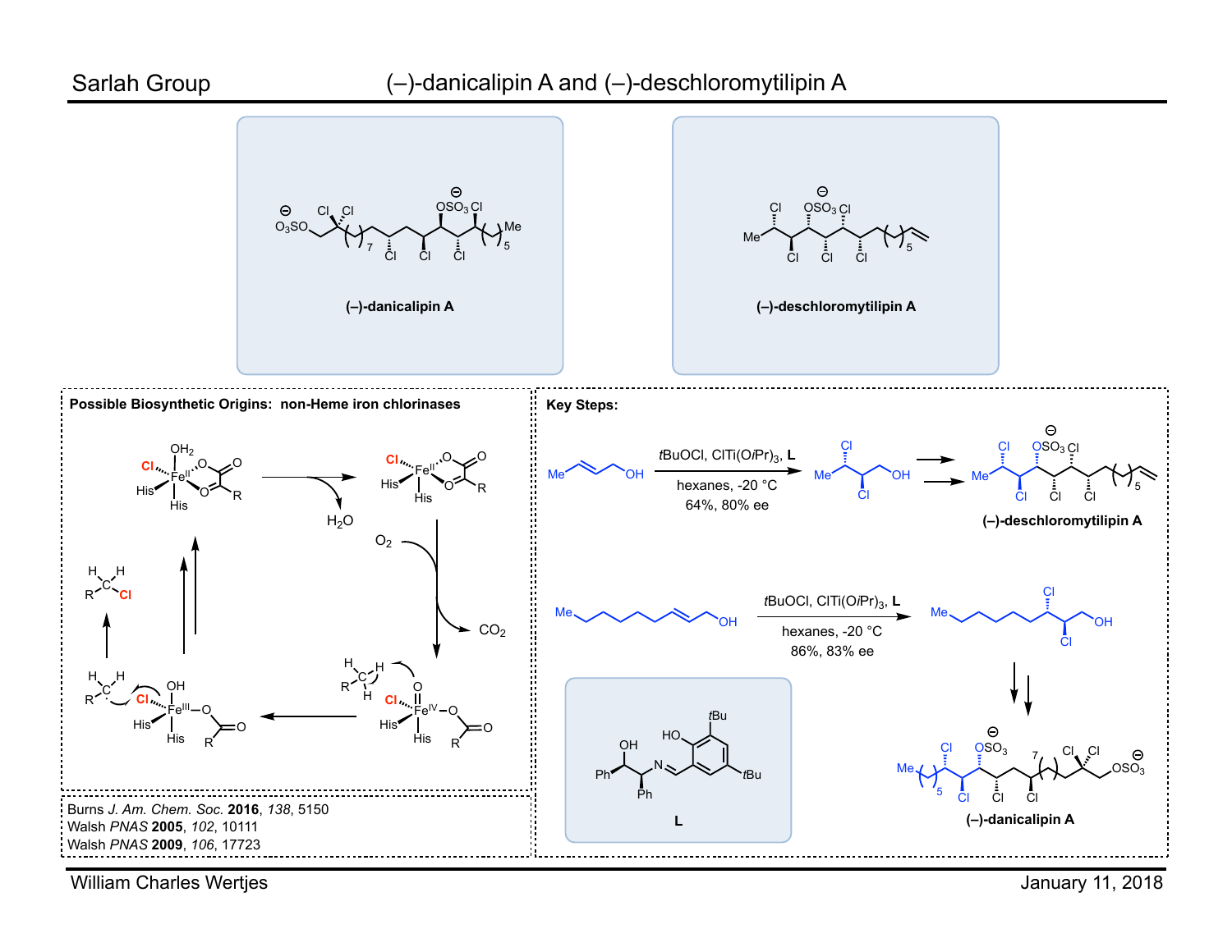# (–)-danicalipin A and (–)-deschloromytilipin A

Sarlah Group

**(–)-danicalipin A**

**(–)-deschloromytilipin A**

**Possible Biosynthetic Origins: non-Heme iron chlorinases**

$H_2O$

$O_2$

$CO_2$

**Key Steps:**

*t*BuOCl, ClTi(O*i*Pr)$_3$, **L**

hexanes, -20 °C

64%, 80% ee

**(–)-deschloromytilipin A**

*t*BuOCl, ClTi(O*i*Pr)$_3$, **L**

hexanes, -20 °C

86%, 83% ee

**L**

**(–)-danicalipin A**

Burns *J. Am. Chem. Soc.* **2016**, *138*, 5150

Walsh *PNAS* **2005**, *102*, 10111

Walsh *PNAS* **2009**, *106*, 17723

William Charles Wertjes

January 11, 2018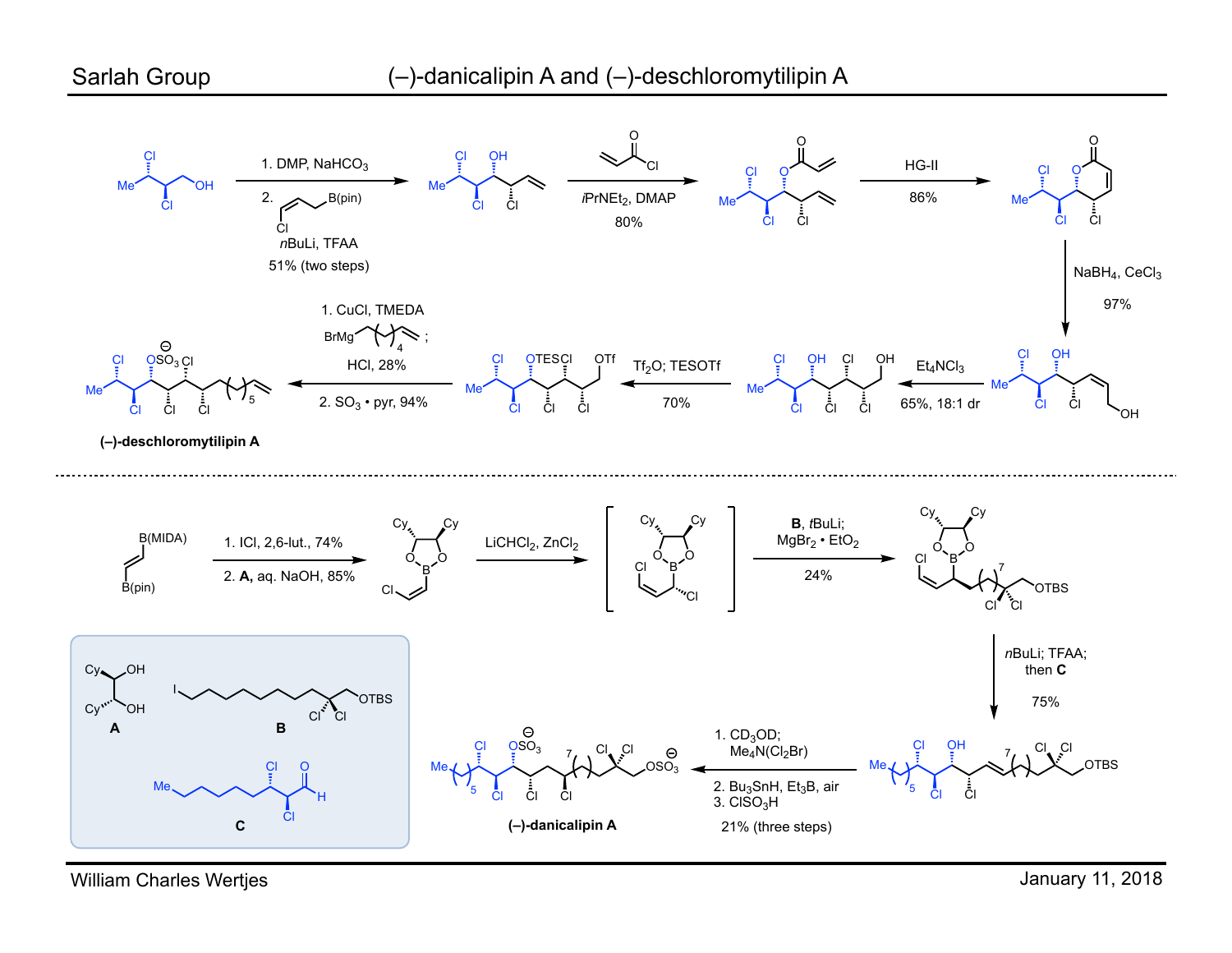Sarlah Group

# (–)-danicalipin A and (–)-deschloromytilipin A

1. DMP, $NaHCO_3$
2. (Z)-ClCH=CHCH$_2$B(pin), $n$BuLi, TFAA

51% (two steps)

acryloyl chloride, $i$PrNEt$_2$, DMAP

80%

HG-II

86%

$NaBH_4$, $CeCl_3$

97%

$Et_4NCl_3$

65%, 18:1 dr

$Tf_2O$; TESOTf

70%

1. CuCl, TMEDA, BrMg(CH$_2$)$_4$CH=CH$_2$; HCl, 28%
2. $SO_3$ • pyr, 94%

**(–)-deschloromytilipin A**

1. ICl, 2,6-lut., 74%
2. **A**, aq. NaOH, 85%

$LiCHCl_2$, $ZnCl_2$

**B**, $t$BuLi; $MgBr_2$ • $EtO_2$

24%

$n$BuLi; TFAA; then **C**

75%

1. $CD_3OD$; $Me_4N(Cl_2Br)$
2. $Bu_3SnH$, $Et_3B$, air
3. $ClSO_3H$

21% (three steps)

**(–)-danicalipin A**

**A**

**B**

**C**

William Charles Wertjes

January 11, 2018